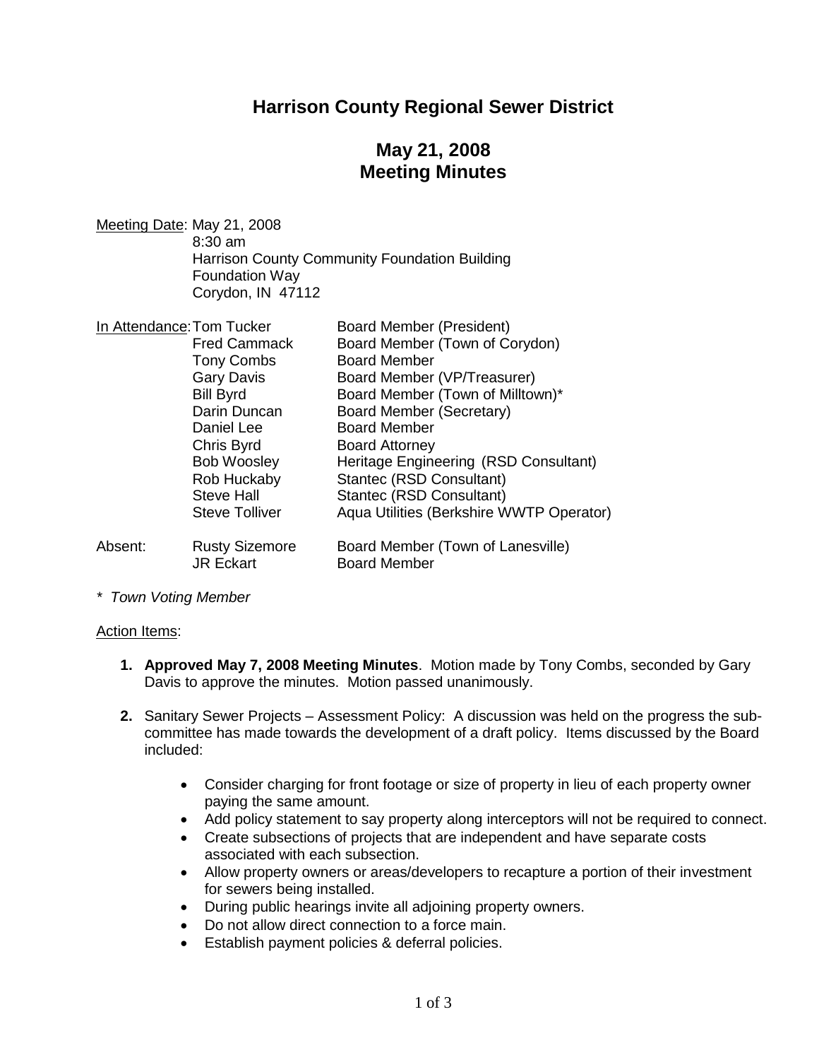# Harrison County Regional Sewer District

## May 21, 2008
## Meeting Minutes

Meeting Date: May 21, 2008
8:30 am
Harrison County Community Foundation Building
Foundation Way
Corydon, IN 47112

In Attendance:

| Name | Role |
|---|---|
| Tom Tucker | Board Member (President) |
| Fred Cammack | Board Member (Town of Corydon) |
| Tony Combs | Board Member |
| Gary Davis | Board Member (VP/Treasurer) |
| Bill Byrd | Board Member (Town of Milltown)* |
| Darin Duncan | Board Member (Secretary) |
| Daniel Lee | Board Member |
| Chris Byrd | Board Attorney |
| Bob Woosley | Heritage Engineering (RSD Consultant) |
| Rob Huckaby | Stantec (RSD Consultant) |
| Steve Hall | Stantec (RSD Consultant) |
| Steve Tolliver | Aqua Utilities (Berkshire WWTP Operator) |

Absent:

| Name | Role |
|---|---|
| Rusty Sizemore | Board Member (Town of Lanesville) |
| JR Eckart | Board Member |

*\* Town Voting Member*

Action Items:

1. **Approved May 7, 2008 Meeting Minutes**. Motion made by Tony Combs, seconded by Gary Davis to approve the minutes. Motion passed unanimously.

2. Sanitary Sewer Projects – Assessment Policy: A discussion was held on the progress the sub-committee has made towards the development of a draft policy. Items discussed by the Board included:

    - Consider charging for front footage or size of property in lieu of each property owner paying the same amount.
    - Add policy statement to say property along interceptors will not be required to connect.
    - Create subsections of projects that are independent and have separate costs associated with each subsection.
    - Allow property owners or areas/developers to recapture a portion of their investment for sewers being installed.
    - During public hearings invite all adjoining property owners.
    - Do not allow direct connection to a force main.
    - Establish payment policies & deferral policies.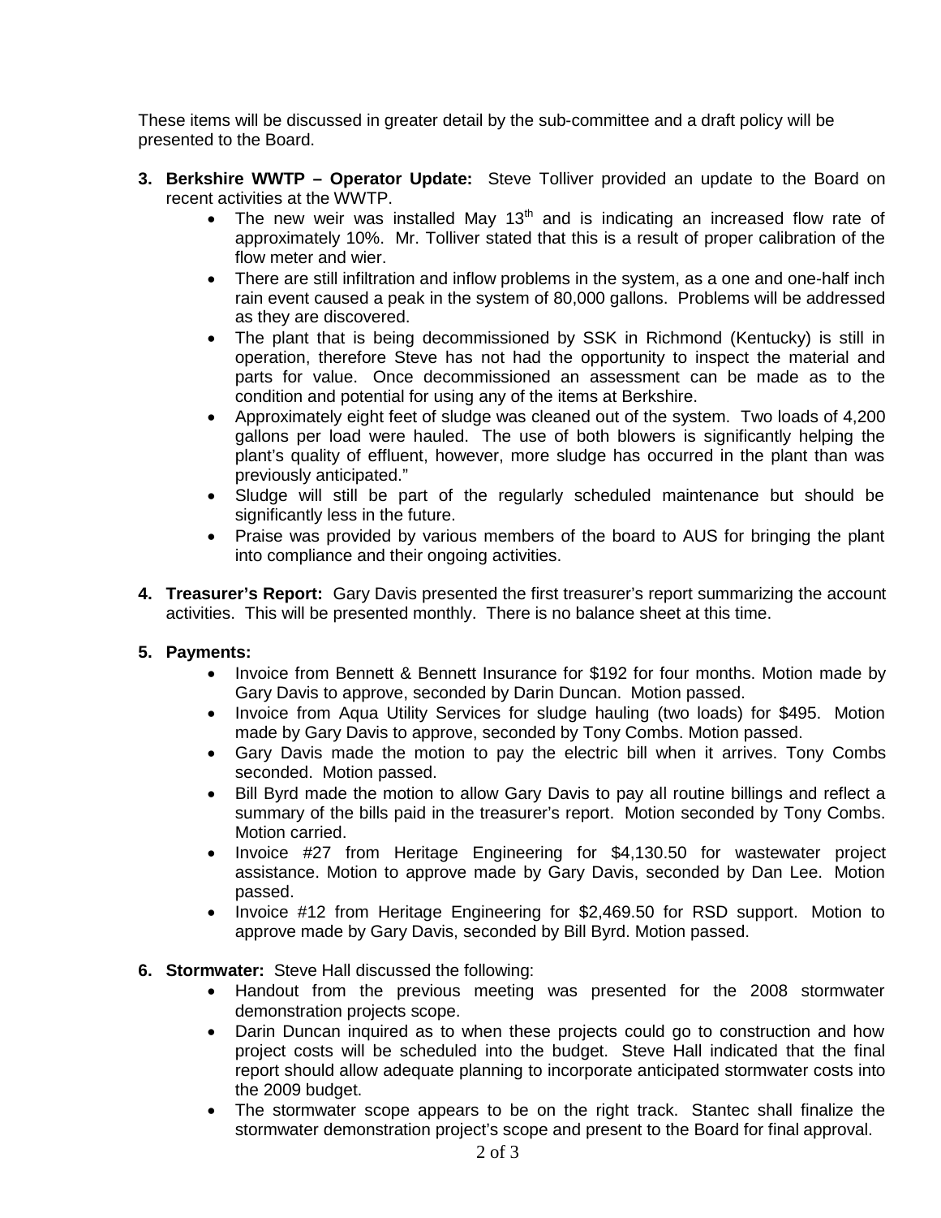These items will be discussed in greater detail by the sub-committee and a draft policy will be presented to the Board.

3. **Berkshire WWTP – Operator Update:** Steve Tolliver provided an update to the Board on recent activities at the WWTP.
   - The new weir was installed May 13th and is indicating an increased flow rate of approximately 10%. Mr. Tolliver stated that this is a result of proper calibration of the flow meter and wier.
   - There are still infiltration and inflow problems in the system, as a one and one-half inch rain event caused a peak in the system of 80,000 gallons. Problems will be addressed as they are discovered.
   - The plant that is being decommissioned by SSK in Richmond (Kentucky) is still in operation, therefore Steve has not had the opportunity to inspect the material and parts for value. Once decommissioned an assessment can be made as to the condition and potential for using any of the items at Berkshire.
   - Approximately eight feet of sludge was cleaned out of the system. Two loads of 4,200 gallons per load were hauled. The use of both blowers is significantly helping the plant's quality of effluent, however, more sludge has occurred in the plant than was previously anticipated."
   - Sludge will still be part of the regularly scheduled maintenance but should be significantly less in the future.
   - Praise was provided by various members of the board to AUS for bringing the plant into compliance and their ongoing activities.

4. **Treasurer's Report:** Gary Davis presented the first treasurer's report summarizing the account activities. This will be presented monthly. There is no balance sheet at this time.

5. **Payments:**
   - Invoice from Bennett & Bennett Insurance for $192 for four months. Motion made by Gary Davis to approve, seconded by Darin Duncan. Motion passed.
   - Invoice from Aqua Utility Services for sludge hauling (two loads) for $495. Motion made by Gary Davis to approve, seconded by Tony Combs. Motion passed.
   - Gary Davis made the motion to pay the electric bill when it arrives. Tony Combs seconded. Motion passed.
   - Bill Byrd made the motion to allow Gary Davis to pay all routine billings and reflect a summary of the bills paid in the treasurer's report. Motion seconded by Tony Combs. Motion carried.
   - Invoice #27 from Heritage Engineering for $4,130.50 for wastewater project assistance. Motion to approve made by Gary Davis, seconded by Dan Lee. Motion passed.
   - Invoice #12 from Heritage Engineering for $2,469.50 for RSD support. Motion to approve made by Gary Davis, seconded by Bill Byrd. Motion passed.

6. **Stormwater:** Steve Hall discussed the following:
   - Handout from the previous meeting was presented for the 2008 stormwater demonstration projects scope.
   - Darin Duncan inquired as to when these projects could go to construction and how project costs will be scheduled into the budget. Steve Hall indicated that the final report should allow adequate planning to incorporate anticipated stormwater costs into the 2009 budget.
   - The stormwater scope appears to be on the right track. Stantec shall finalize the stormwater demonstration project's scope and present to the Board for final approval.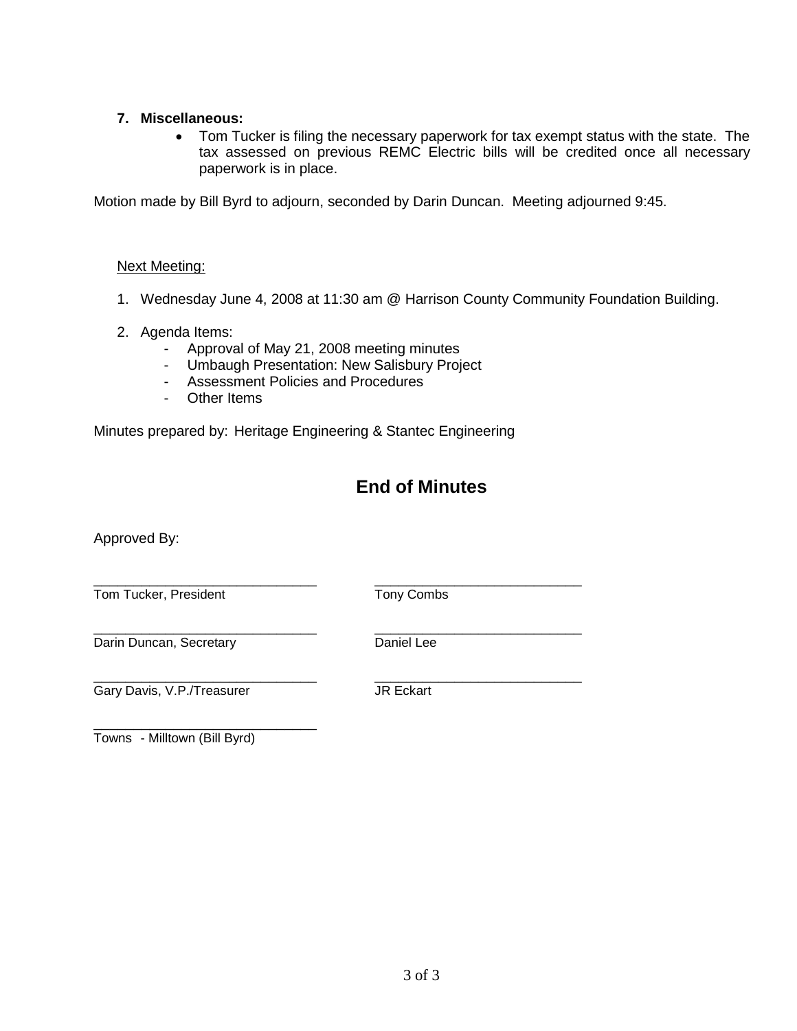**7. Miscellaneous:**

- Tom Tucker is filing the necessary paperwork for tax exempt status with the state. The tax assessed on previous REMC Electric bills will be credited once all necessary paperwork is in place.

Motion made by Bill Byrd to adjourn, seconded by Darin Duncan. Meeting adjourned 9:45.

Next Meeting:

1. Wednesday June 4, 2008 at 11:30 am @ Harrison County Community Foundation Building.

2. Agenda Items:
   - Approval of May 21, 2008 meeting minutes
   - Umbaugh Presentation: New Salisbury Project
   - Assessment Policies and Procedures
   - Other Items

Minutes prepared by: Heritage Engineering & Stantec Engineering

## End of Minutes

Approved By:

| | |
|---|---|
| ______________________________ | ______________________________ |
| Tom Tucker, President | Tony Combs |
| ______________________________ | ______________________________ |
| Darin Duncan, Secretary | Daniel Lee |
| ______________________________ | ______________________________ |
| Gary Davis, V.P./Treasurer | JR Eckart |
| ______________________________ | |
| Towns - Milltown (Bill Byrd) | |